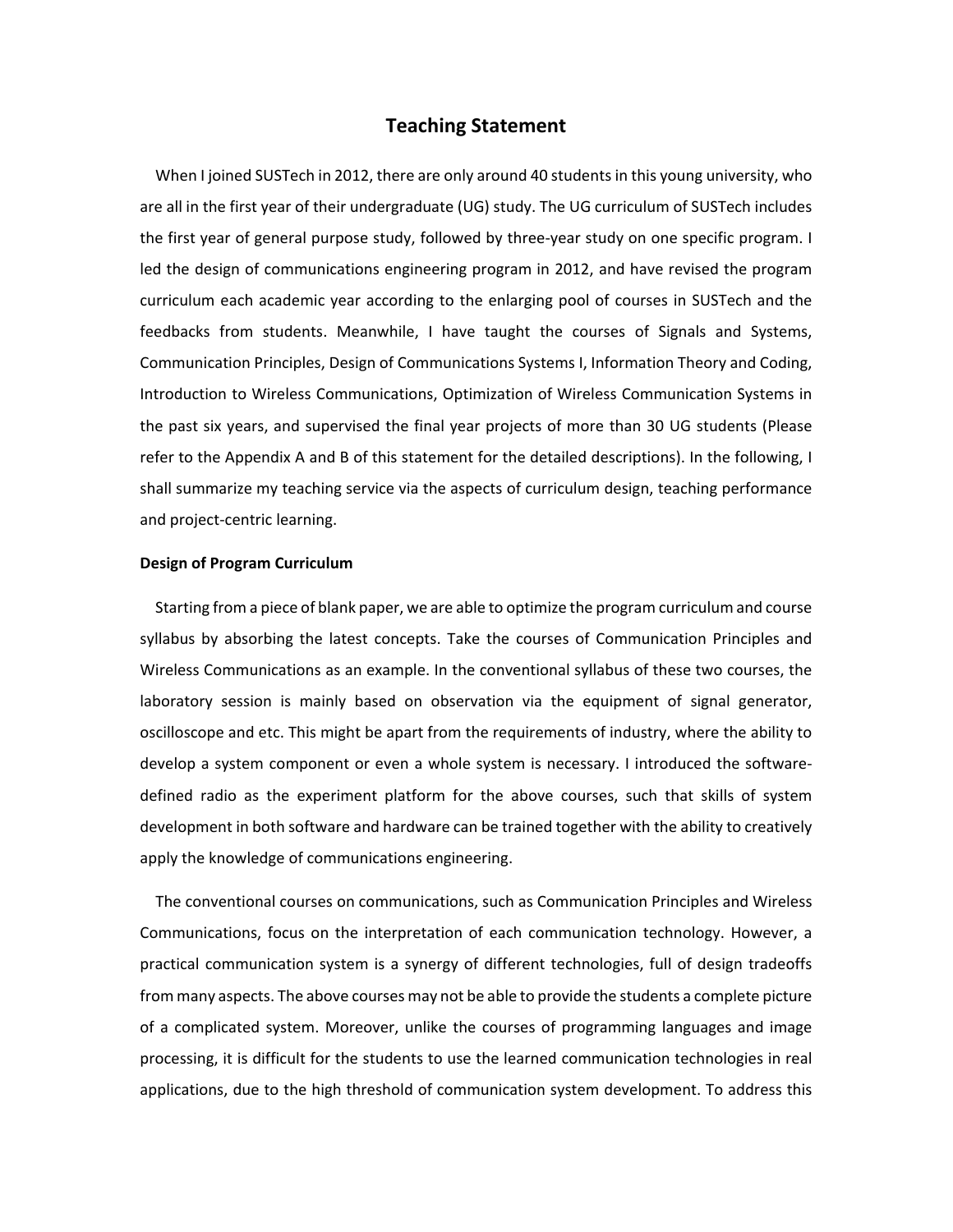# Teaching Statement

When I joined SUSTech in 2012, there are only around 40 students in this young university, who are all in the first year of their undergraduate (UG) study. The UG curriculum of SUSTech includes the first year of general purpose study, followed by three-year study on one specific program. I led the design of communications engineering program in 2012, and have revised the program curriculum each academic year according to the enlarging pool of courses in SUSTech and the feedbacks from students. Meanwhile, I have taught the courses of Signals and Systems, Communication Principles, Design of Communications Systems I, Information Theory and Coding, Introduction to Wireless Communications, Optimization of Wireless Communication Systems in the past six years, and supervised the final year projects of more than 30 UG students (Please refer to the Appendix A and B of this statement for the detailed descriptions). In the following, I shall summarize my teaching service via the aspects of curriculum design, teaching performance and project-centric learning.

**Design of Program Curriculum**

Starting from a piece of blank paper, we are able to optimize the program curriculum and course syllabus by absorbing the latest concepts. Take the courses of Communication Principles and Wireless Communications as an example. In the conventional syllabus of these two courses, the laboratory session is mainly based on observation via the equipment of signal generator, oscilloscope and etc. This might be apart from the requirements of industry, where the ability to develop a system component or even a whole system is necessary. I introduced the software-defined radio as the experiment platform for the above courses, such that skills of system development in both software and hardware can be trained together with the ability to creatively apply the knowledge of communications engineering.

The conventional courses on communications, such as Communication Principles and Wireless Communications, focus on the interpretation of each communication technology. However, a practical communication system is a synergy of different technologies, full of design tradeoffs from many aspects. The above courses may not be able to provide the students a complete picture of a complicated system. Moreover, unlike the courses of programming languages and image processing, it is difficult for the students to use the learned communication technologies in real applications, due to the high threshold of communication system development. To address this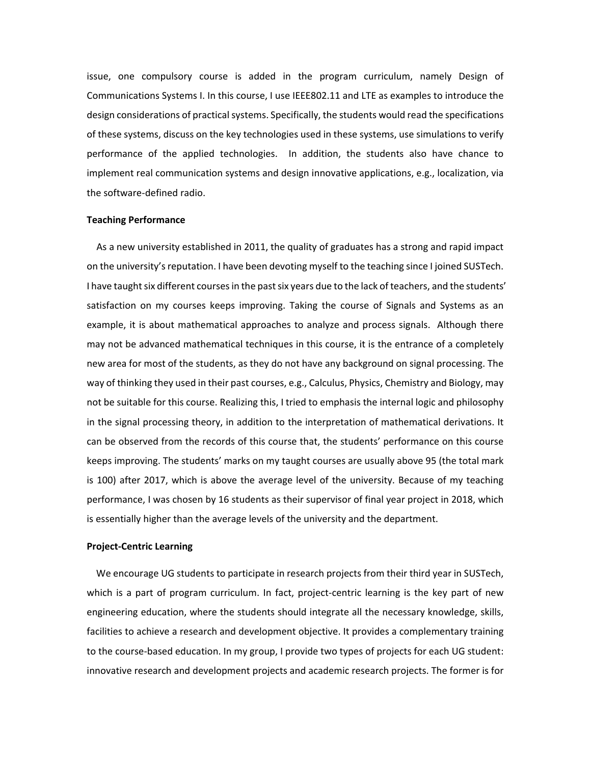issue, one compulsory course is added in the program curriculum, namely Design of Communications Systems I. In this course, I use IEEE802.11 and LTE as examples to introduce the design considerations of practical systems. Specifically, the students would read the specifications of these systems, discuss on the key technologies used in these systems, use simulations to verify performance of the applied technologies. In addition, the students also have chance to implement real communication systems and design innovative applications, e.g., localization, via the software-defined radio.

**Teaching Performance**

As a new university established in 2011, the quality of graduates has a strong and rapid impact on the university's reputation. I have been devoting myself to the teaching since I joined SUSTech. I have taught six different courses in the past six years due to the lack of teachers, and the students' satisfaction on my courses keeps improving. Taking the course of Signals and Systems as an example, it is about mathematical approaches to analyze and process signals. Although there may not be advanced mathematical techniques in this course, it is the entrance of a completely new area for most of the students, as they do not have any background on signal processing. The way of thinking they used in their past courses, e.g., Calculus, Physics, Chemistry and Biology, may not be suitable for this course. Realizing this, I tried to emphasis the internal logic and philosophy in the signal processing theory, in addition to the interpretation of mathematical derivations. It can be observed from the records of this course that, the students' performance on this course keeps improving. The students' marks on my taught courses are usually above 95 (the total mark is 100) after 2017, which is above the average level of the university. Because of my teaching performance, I was chosen by 16 students as their supervisor of final year project in 2018, which is essentially higher than the average levels of the university and the department.

**Project-Centric Learning**

We encourage UG students to participate in research projects from their third year in SUSTech, which is a part of program curriculum. In fact, project-centric learning is the key part of new engineering education, where the students should integrate all the necessary knowledge, skills, facilities to achieve a research and development objective. It provides a complementary training to the course-based education. In my group, I provide two types of projects for each UG student: innovative research and development projects and academic research projects. The former is for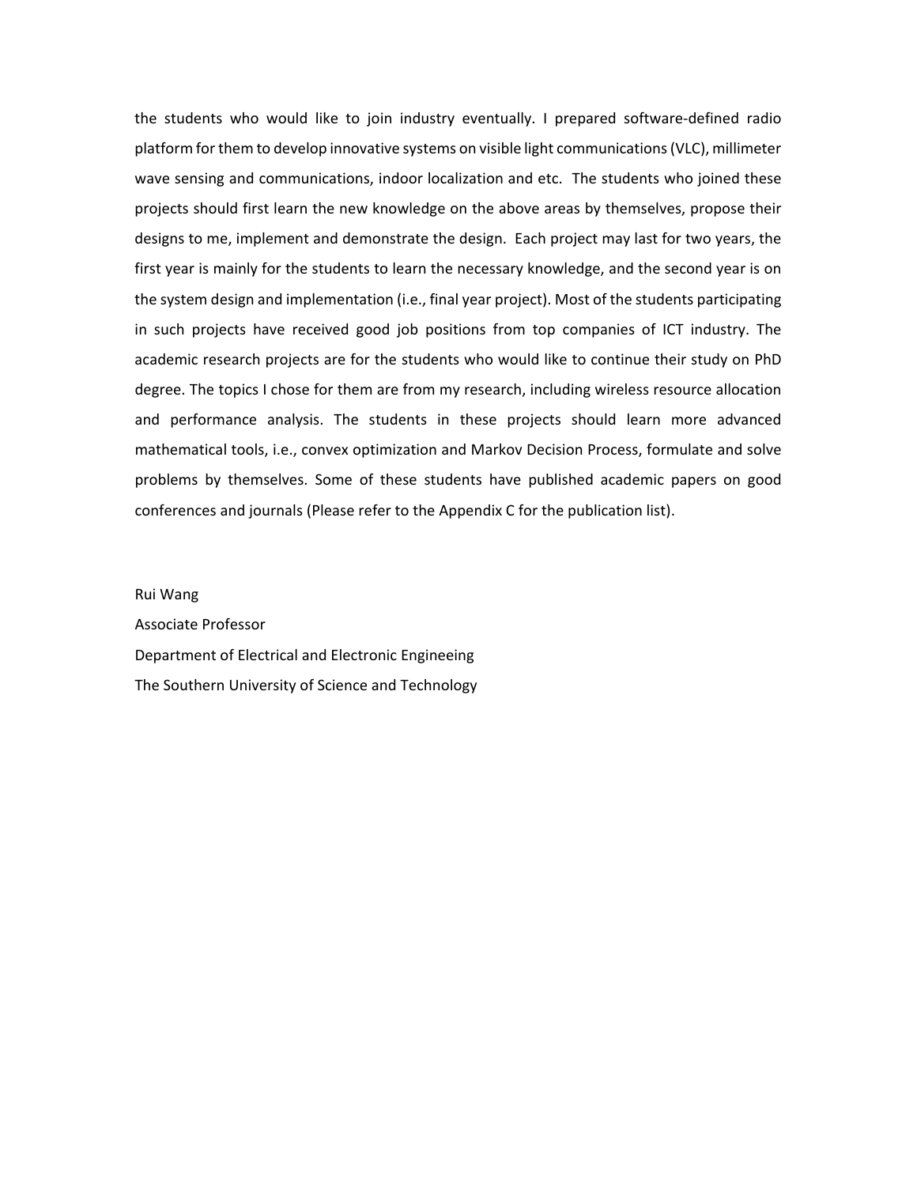the students who would like to join industry eventually. I prepared software-defined radio platform for them to develop innovative systems on visible light communications (VLC), millimeter wave sensing and communications, indoor localization and etc. The students who joined these projects should first learn the new knowledge on the above areas by themselves, propose their designs to me, implement and demonstrate the design. Each project may last for two years, the first year is mainly for the students to learn the necessary knowledge, and the second year is on the system design and implementation (i.e., final year project). Most of the students participating in such projects have received good job positions from top companies of ICT industry. The academic research projects are for the students who would like to continue their study on PhD degree. The topics I chose for them are from my research, including wireless resource allocation and performance analysis. The students in these projects should learn more advanced mathematical tools, i.e., convex optimization and Markov Decision Process, formulate and solve problems by themselves. Some of these students have published academic papers on good conferences and journals (Please refer to the Appendix C for the publication list).

Rui Wang
Associate Professor
Department of Electrical and Electronic Engineeing
The Southern University of Science and Technology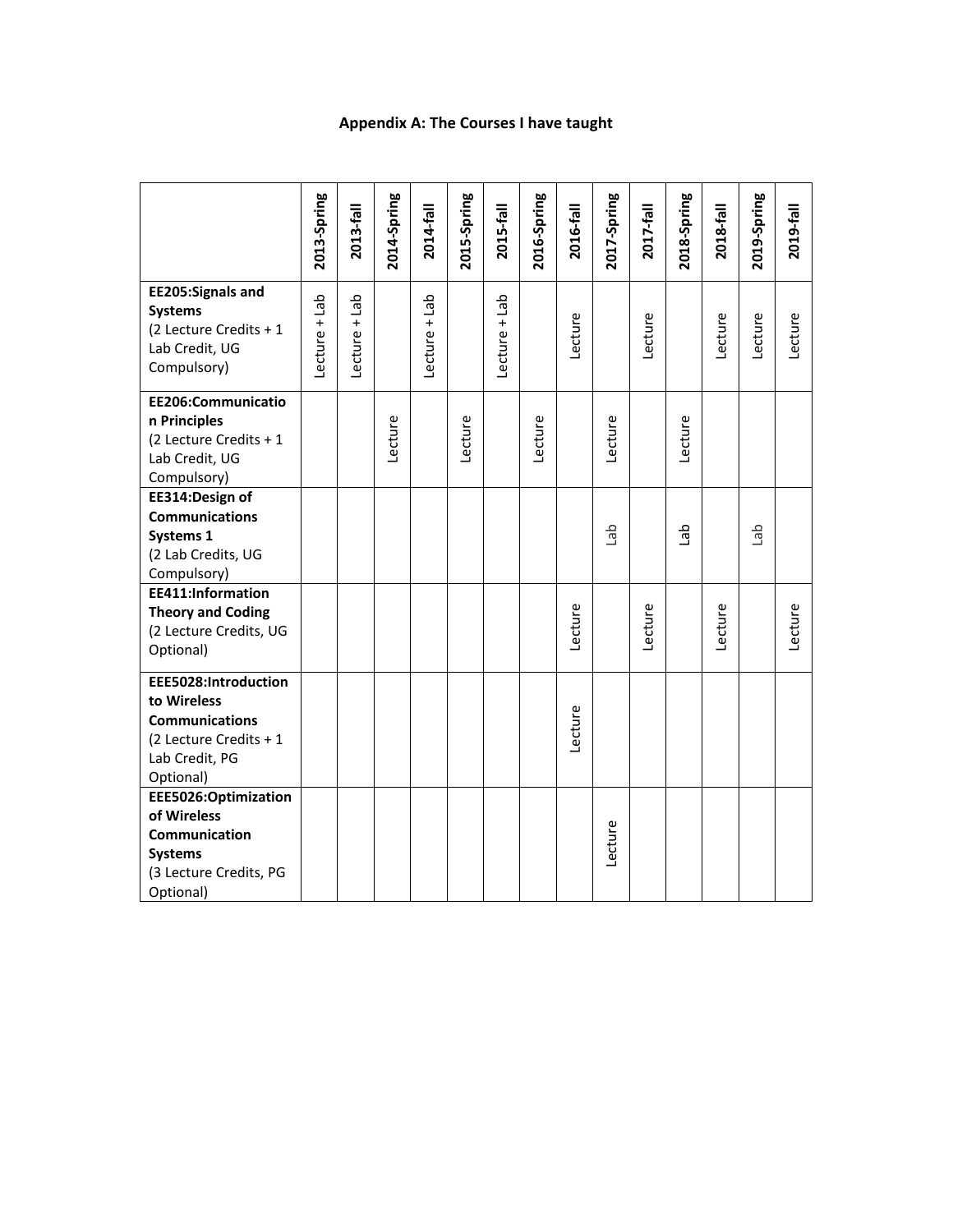## Appendix A: The Courses I have taught

| | 2013-Spring | 2013-fall | 2014-Spring | 2014-fall | 2015-Spring | 2015-fall | 2016-Spring | 2016-fall | 2017-Spring | 2017-fall | 2018-Spring | 2018-fall | 2019-Spring | 2019-fall |
|---|---|---|---|---|---|---|---|---|---|---|---|---|---|---|
| **EE205:Signals and Systems** (2 Lecture Credits + 1 Lab Credit, UG Compulsory) | Lecture + Lab | Lecture + Lab | | Lecture + Lab | | Lecture + Lab | | Lecture | | Lecture | | Lecture | Lecture | Lecture |
| **EE206:Communication Principles** (2 Lecture Credits + 1 Lab Credit, UG Compulsory) | | | Lecture | | Lecture | | Lecture | | Lecture | | Lecture | | | |
| **EE314:Design of Communications Systems 1** (2 Lab Credits, UG Compulsory) | | | | | | | | | Lab | | Lab | | Lab | |
| **EE411:Information Theory and Coding** (2 Lecture Credits, UG Optional) | | | | | | | | Lecture | | Lecture | | Lecture | | Lecture |
| **EEE5028:Introduction to Wireless Communications** (2 Lecture Credits + 1 Lab Credit, PG Optional) | | | | | | | | Lecture | | | | | | |
| **EEE5026:Optimization of Wireless Communication Systems** (3 Lecture Credits, PG Optional) | | | | | | | | | Lecture | | | | | |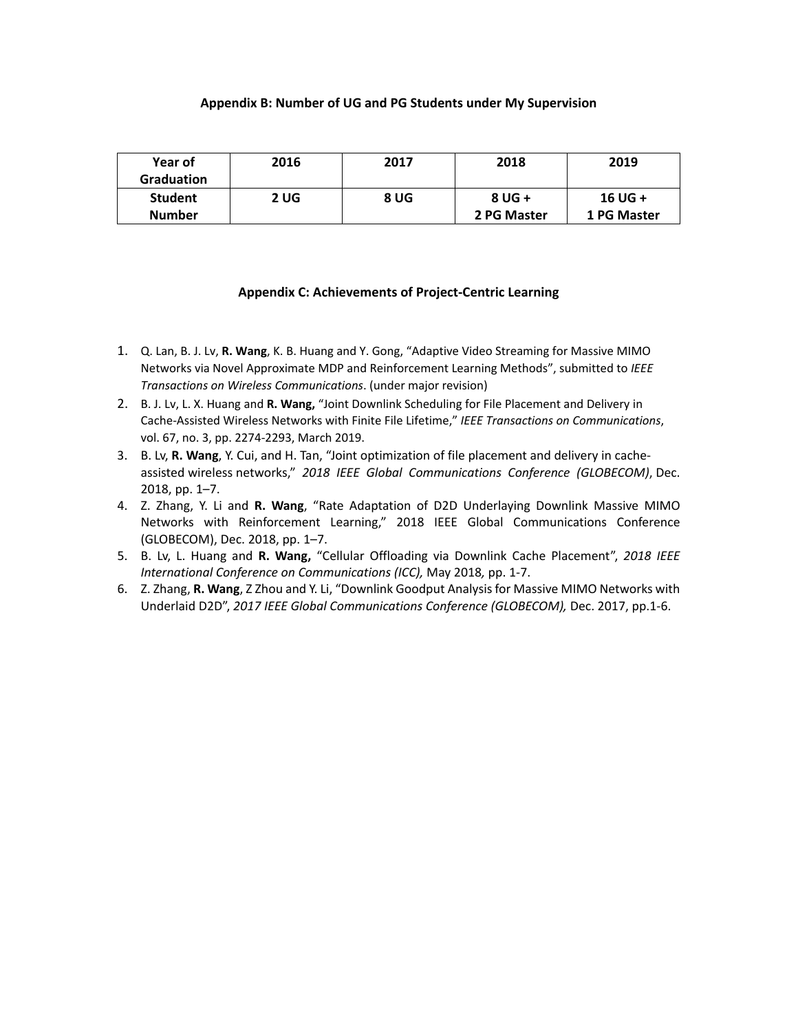**Appendix B: Number of UG and PG Students under My Supervision**

| Year of Graduation | 2016 | 2017 | 2018 | 2019 |
|---|---|---|---|---|
| Student Number | 2 UG | 8 UG | 8 UG + 2 PG Master | 16 UG + 1 PG Master |

**Appendix C: Achievements of Project-Centric Learning**

1. Q. Lan, B. J. Lv, **R. Wang**, K. B. Huang and Y. Gong, "Adaptive Video Streaming for Massive MIMO Networks via Novel Approximate MDP and Reinforcement Learning Methods", submitted to *IEEE Transactions on Wireless Communications*. (under major revision)
2. B. J. Lv, L. X. Huang and **R. Wang,** "Joint Downlink Scheduling for File Placement and Delivery in Cache-Assisted Wireless Networks with Finite File Lifetime," *IEEE Transactions on Communications*, vol. 67, no. 3, pp. 2274-2293, March 2019.
3. B. Lv, **R. Wang**, Y. Cui, and H. Tan, "Joint optimization of file placement and delivery in cache-assisted wireless networks," *2018 IEEE Global Communications Conference (GLOBECOM)*, Dec. 2018, pp. 1–7.
4. Z. Zhang, Y. Li and **R. Wang**, "Rate Adaptation of D2D Underlaying Downlink Massive MIMO Networks with Reinforcement Learning," 2018 IEEE Global Communications Conference (GLOBECOM), Dec. 2018, pp. 1–7.
5. B. Lv, L. Huang and **R. Wang,** "Cellular Offloading via Downlink Cache Placement", *2018 IEEE International Conference on Communications (ICC),* May 2018*,* pp. 1-7.
6. Z. Zhang, **R. Wang**, Z Zhou and Y. Li, "Downlink Goodput Analysis for Massive MIMO Networks with Underlaid D2D", *2017 IEEE Global Communications Conference (GLOBECOM),* Dec. 2017, pp.1-6.